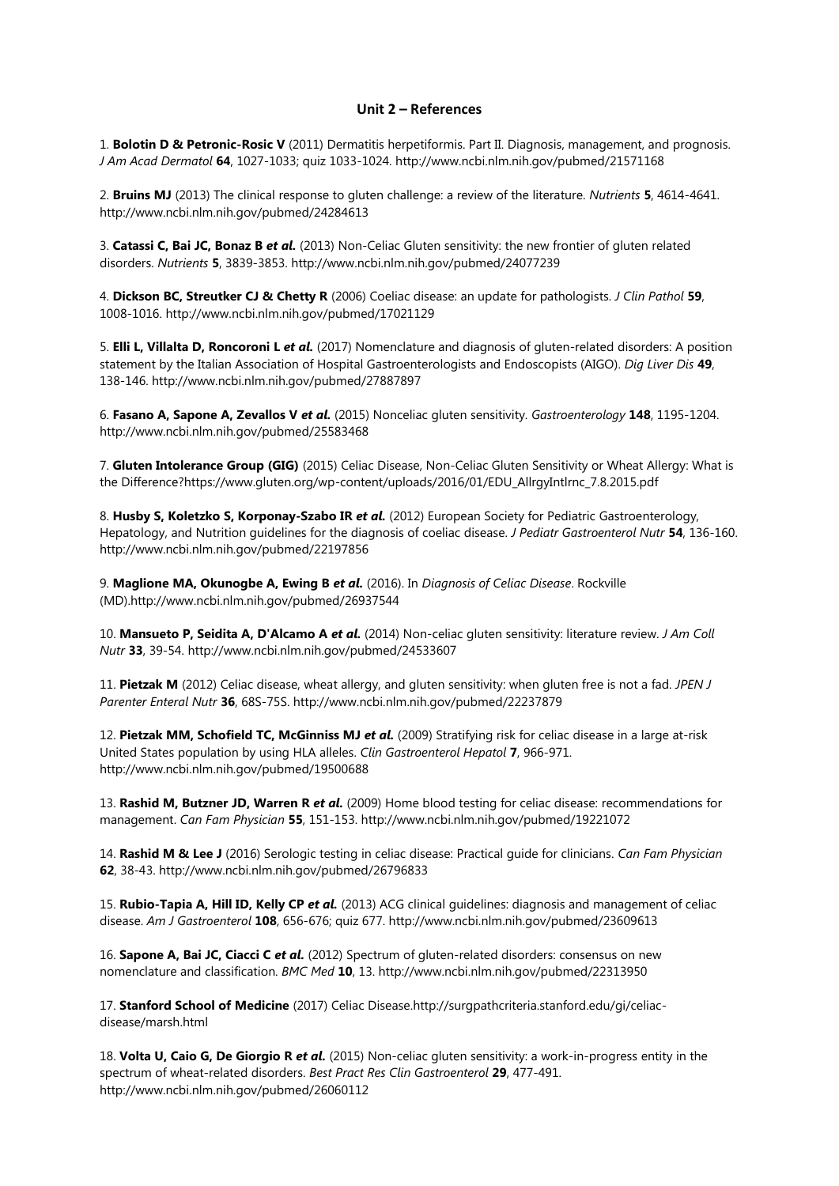## Unit 2 – References

1. **Bolotin D & Petronic-Rosic V** (2011) Dermatitis herpetiformis. Part II. Diagnosis, management, and prognosis. *J Am Acad Dermatol* **64**, 1027-1033; quiz 1033-1024. http://www.ncbi.nlm.nih.gov/pubmed/21571168

2. **Bruins MJ** (2013) The clinical response to gluten challenge: a review of the literature. *Nutrients* **5**, 4614-4641. http://www.ncbi.nlm.nih.gov/pubmed/24284613

3. **Catassi C, Bai JC, Bonaz B *et al.*** (2013) Non-Celiac Gluten sensitivity: the new frontier of gluten related disorders. *Nutrients* **5**, 3839-3853. http://www.ncbi.nlm.nih.gov/pubmed/24077239

4. **Dickson BC, Streutker CJ & Chetty R** (2006) Coeliac disease: an update for pathologists. *J Clin Pathol* **59**, 1008-1016. http://www.ncbi.nlm.nih.gov/pubmed/17021129

5. **Elli L, Villalta D, Roncoroni L *et al.*** (2017) Nomenclature and diagnosis of gluten-related disorders: A position statement by the Italian Association of Hospital Gastroenterologists and Endoscopists (AIGO). *Dig Liver Dis* **49**, 138-146. http://www.ncbi.nlm.nih.gov/pubmed/27887897

6. **Fasano A, Sapone A, Zevallos V *et al.*** (2015) Nonceliac gluten sensitivity. *Gastroenterology* **148**, 1195-1204. http://www.ncbi.nlm.nih.gov/pubmed/25583468

7. **Gluten Intolerance Group (GIG)** (2015) Celiac Disease, Non-Celiac Gluten Sensitivity or Wheat Allergy: What is the Difference?https://www.gluten.org/wp-content/uploads/2016/01/EDU_AllrgyIntlrnc_7.8.2015.pdf

8. **Husby S, Koletzko S, Korponay-Szabo IR *et al.*** (2012) European Society for Pediatric Gastroenterology, Hepatology, and Nutrition guidelines for the diagnosis of coeliac disease. *J Pediatr Gastroenterol Nutr* **54**, 136-160. http://www.ncbi.nlm.nih.gov/pubmed/22197856

9. **Maglione MA, Okunogbe A, Ewing B *et al.*** (2016). In *Diagnosis of Celiac Disease*. Rockville (MD).http://www.ncbi.nlm.nih.gov/pubmed/26937544

10. **Mansueto P, Seidita A, D'Alcamo A *et al.*** (2014) Non-celiac gluten sensitivity: literature review. *J Am Coll Nutr* **33**, 39-54. http://www.ncbi.nlm.nih.gov/pubmed/24533607

11. **Pietzak M** (2012) Celiac disease, wheat allergy, and gluten sensitivity: when gluten free is not a fad. *JPEN J Parenter Enteral Nutr* **36**, 68S-75S. http://www.ncbi.nlm.nih.gov/pubmed/22237879

12. **Pietzak MM, Schofield TC, McGinniss MJ *et al.*** (2009) Stratifying risk for celiac disease in a large at-risk United States population by using HLA alleles. *Clin Gastroenterol Hepatol* **7**, 966-971. http://www.ncbi.nlm.nih.gov/pubmed/19500688

13. **Rashid M, Butzner JD, Warren R *et al.*** (2009) Home blood testing for celiac disease: recommendations for management. *Can Fam Physician* **55**, 151-153. http://www.ncbi.nlm.nih.gov/pubmed/19221072

14. **Rashid M & Lee J** (2016) Serologic testing in celiac disease: Practical guide for clinicians. *Can Fam Physician* **62**, 38-43. http://www.ncbi.nlm.nih.gov/pubmed/26796833

15. **Rubio-Tapia A, Hill ID, Kelly CP *et al.*** (2013) ACG clinical guidelines: diagnosis and management of celiac disease. *Am J Gastroenterol* **108**, 656-676; quiz 677. http://www.ncbi.nlm.nih.gov/pubmed/23609613

16. **Sapone A, Bai JC, Ciacci C *et al.*** (2012) Spectrum of gluten-related disorders: consensus on new nomenclature and classification. *BMC Med* **10**, 13. http://www.ncbi.nlm.nih.gov/pubmed/22313950

17. **Stanford School of Medicine** (2017) Celiac Disease.http://surgpathcriteria.stanford.edu/gi/celiac-disease/marsh.html

18. **Volta U, Caio G, De Giorgio R *et al.*** (2015) Non-celiac gluten sensitivity: a work-in-progress entity in the spectrum of wheat-related disorders. *Best Pract Res Clin Gastroenterol* **29**, 477-491. http://www.ncbi.nlm.nih.gov/pubmed/26060112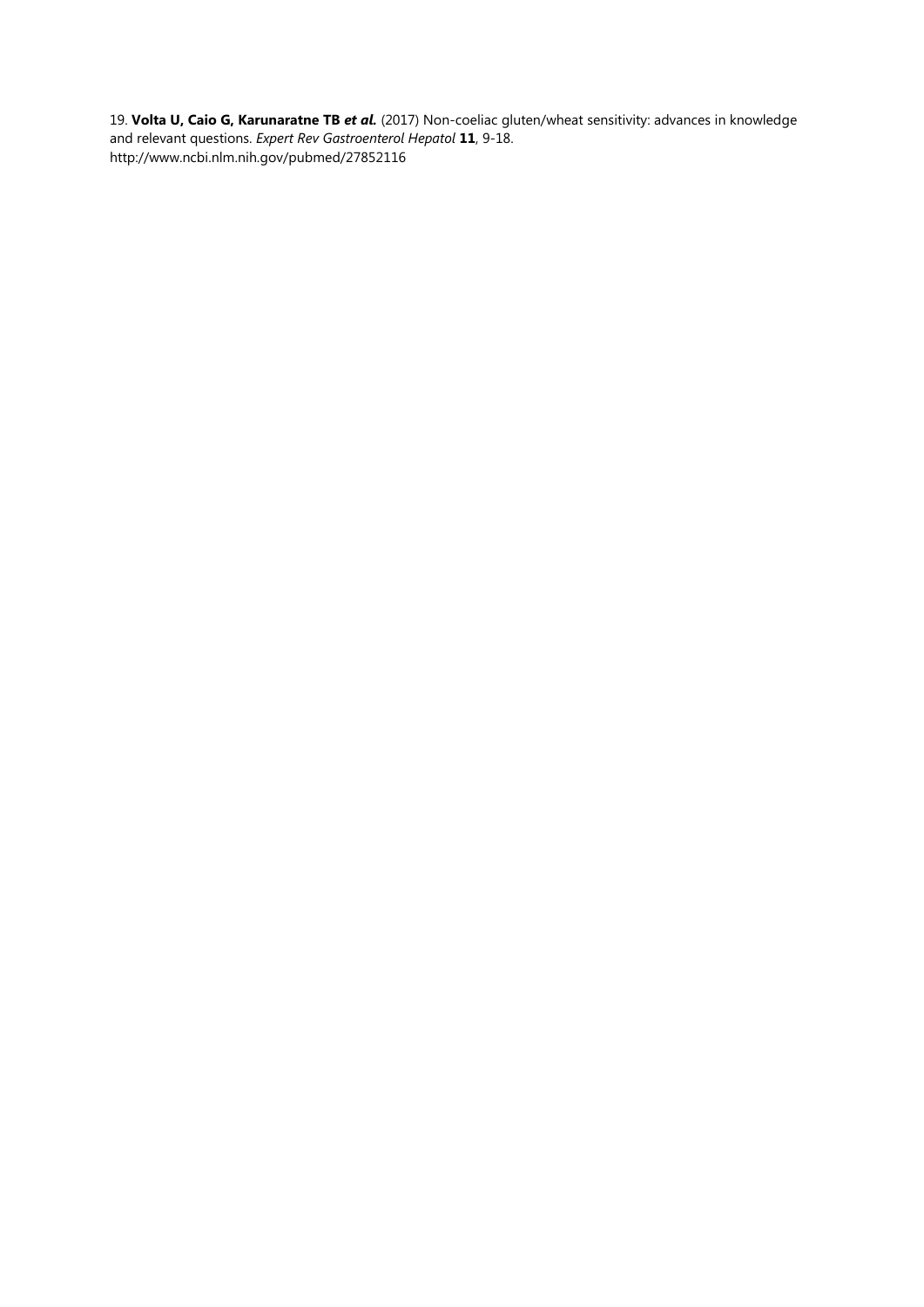19. **Volta U, Caio G, Karunaratne TB *et al.*** (2017) Non-coeliac gluten/wheat sensitivity: advances in knowledge and relevant questions. *Expert Rev Gastroenterol Hepatol* **11**, 9-18. http://www.ncbi.nlm.nih.gov/pubmed/27852116